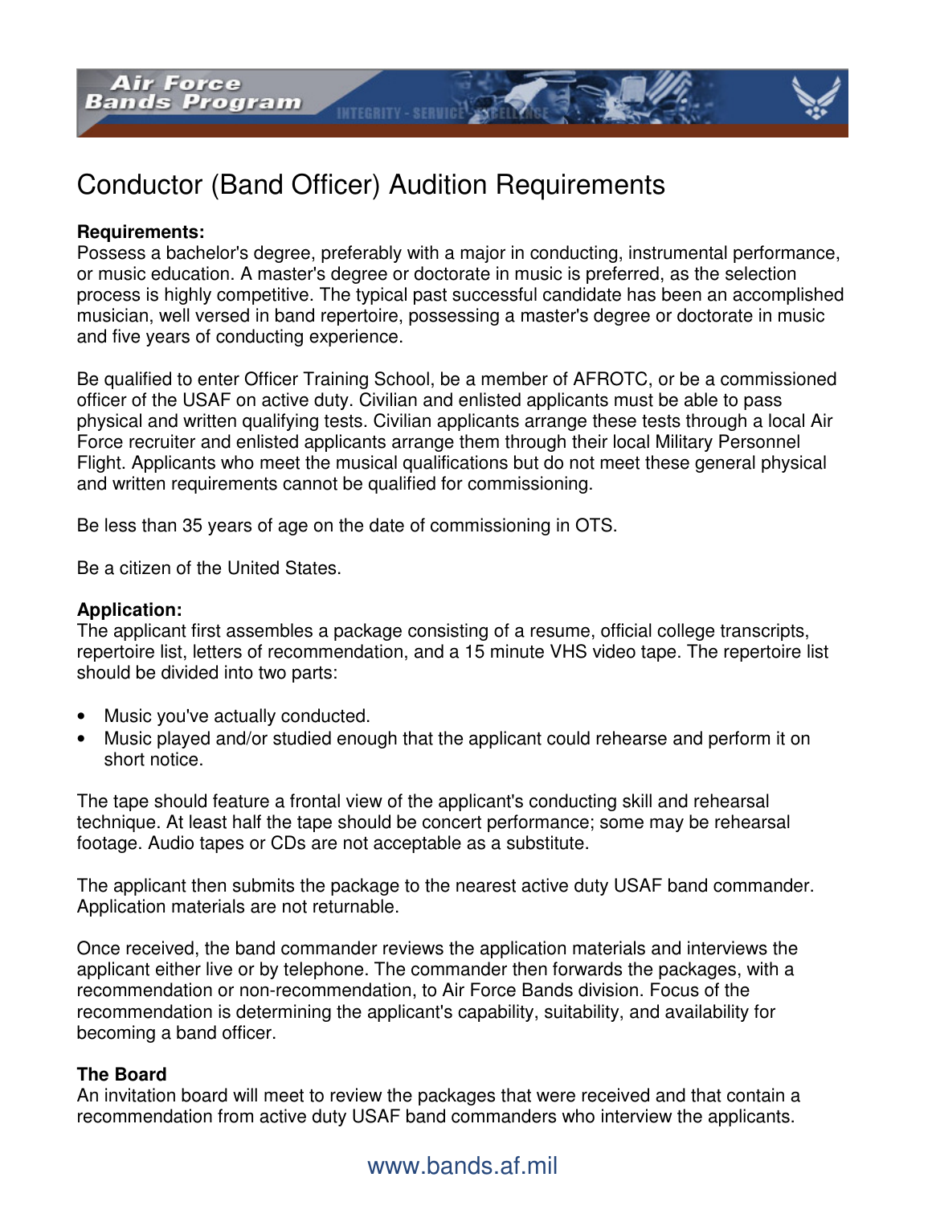# Conductor (Band Officer) Audition Requirements

**Requirements:**
Possess a bachelor's degree, preferably with a major in conducting, instrumental performance, or music education. A master's degree or doctorate in music is preferred, as the selection process is highly competitive. The typical past successful candidate has been an accomplished musician, well versed in band repertoire, possessing a master's degree or doctorate in music and five years of conducting experience.

Be qualified to enter Officer Training School, be a member of AFROTC, or be a commissioned officer of the USAF on active duty. Civilian and enlisted applicants must be able to pass physical and written qualifying tests. Civilian applicants arrange these tests through a local Air Force recruiter and enlisted applicants arrange them through their local Military Personnel Flight. Applicants who meet the musical qualifications but do not meet these general physical and written requirements cannot be qualified for commissioning.

Be less than 35 years of age on the date of commissioning in OTS.

Be a citizen of the United States.

**Application:**
The applicant first assembles a package consisting of a resume, official college transcripts, repertoire list, letters of recommendation, and a 15 minute VHS video tape. The repertoire list should be divided into two parts:

- Music you've actually conducted.
- Music played and/or studied enough that the applicant could rehearse and perform it on short notice.

The tape should feature a frontal view of the applicant's conducting skill and rehearsal technique. At least half the tape should be concert performance; some may be rehearsal footage. Audio tapes or CDs are not acceptable as a substitute.

The applicant then submits the package to the nearest active duty USAF band commander. Application materials are not returnable.

Once received, the band commander reviews the application materials and interviews the applicant either live or by telephone. The commander then forwards the packages, with a recommendation or non-recommendation, to Air Force Bands division. Focus of the recommendation is determining the applicant's capability, suitability, and availability for becoming a band officer.

**The Board**
An invitation board will meet to review the packages that were received and that contain a recommendation from active duty USAF band commanders who interview the applicants.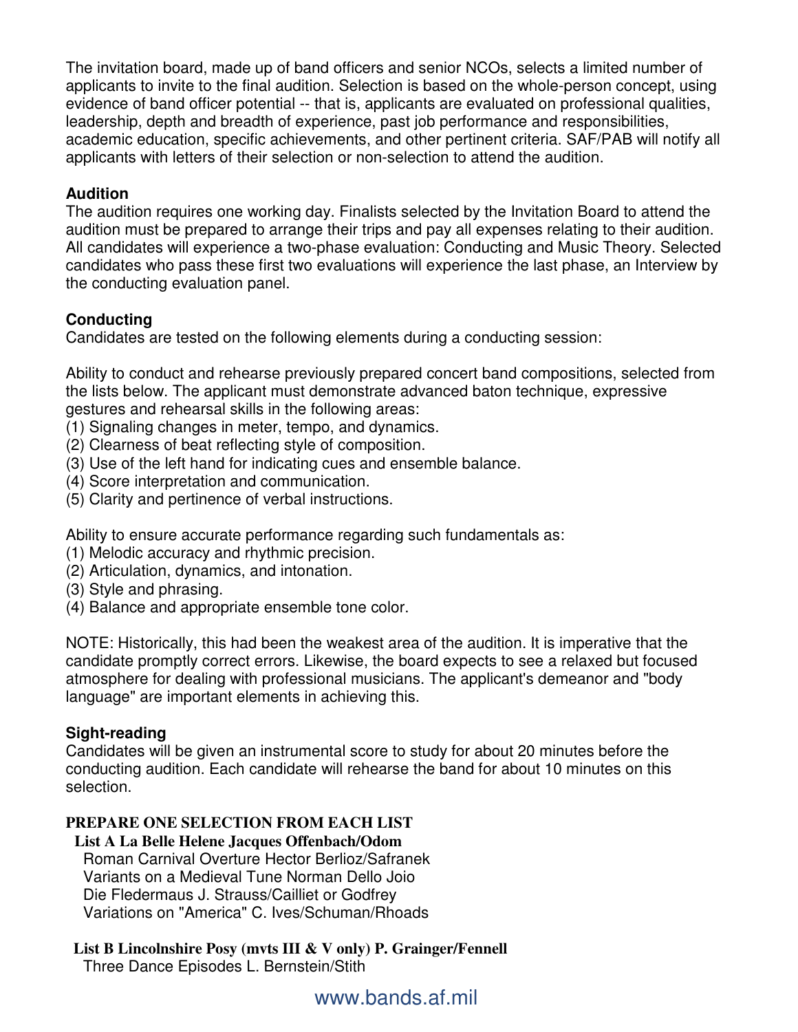The invitation board, made up of band officers and senior NCOs, selects a limited number of applicants to invite to the final audition. Selection is based on the whole-person concept, using evidence of band officer potential -- that is, applicants are evaluated on professional qualities, leadership, depth and breadth of experience, past job performance and responsibilities, academic education, specific achievements, and other pertinent criteria. SAF/PAB will notify all applicants with letters of their selection or non-selection to attend the audition.

**Audition**

The audition requires one working day. Finalists selected by the Invitation Board to attend the audition must be prepared to arrange their trips and pay all expenses relating to their audition. All candidates will experience a two-phase evaluation: Conducting and Music Theory. Selected candidates who pass these first two evaluations will experience the last phase, an Interview by the conducting evaluation panel.

**Conducting**

Candidates are tested on the following elements during a conducting session:

Ability to conduct and rehearse previously prepared concert band compositions, selected from the lists below. The applicant must demonstrate advanced baton technique, expressive gestures and rehearsal skills in the following areas:

(1) Signaling changes in meter, tempo, and dynamics.
(2) Clearness of beat reflecting style of composition.
(3) Use of the left hand for indicating cues and ensemble balance.
(4) Score interpretation and communication.
(5) Clarity and pertinence of verbal instructions.

Ability to ensure accurate performance regarding such fundamentals as:

(1) Melodic accuracy and rhythmic precision.
(2) Articulation, dynamics, and intonation.
(3) Style and phrasing.
(4) Balance and appropriate ensemble tone color.

NOTE: Historically, this had been the weakest area of the audition. It is imperative that the candidate promptly correct errors. Likewise, the board expects to see a relaxed but focused atmosphere for dealing with professional musicians. The applicant's demeanor and "body language" are important elements in achieving this.

**Sight-reading**

Candidates will be given an instrumental score to study for about 20 minutes before the conducting audition. Each candidate will rehearse the band for about 10 minutes on this selection.

**PREPARE ONE SELECTION FROM EACH LIST**

**List A La Belle Helene Jacques Offenbach/Odom**
Roman Carnival Overture Hector Berlioz/Safranek
Variants on a Medieval Tune Norman Dello Joio
Die Fledermaus J. Strauss/Cailliet or Godfrey
Variations on "America" C. Ives/Schuman/Rhoads

**List B Lincolnshire Posy (mvts III & V only) P. Grainger/Fennell**
Three Dance Episodes L. Bernstein/Stith

www.bands.af.mil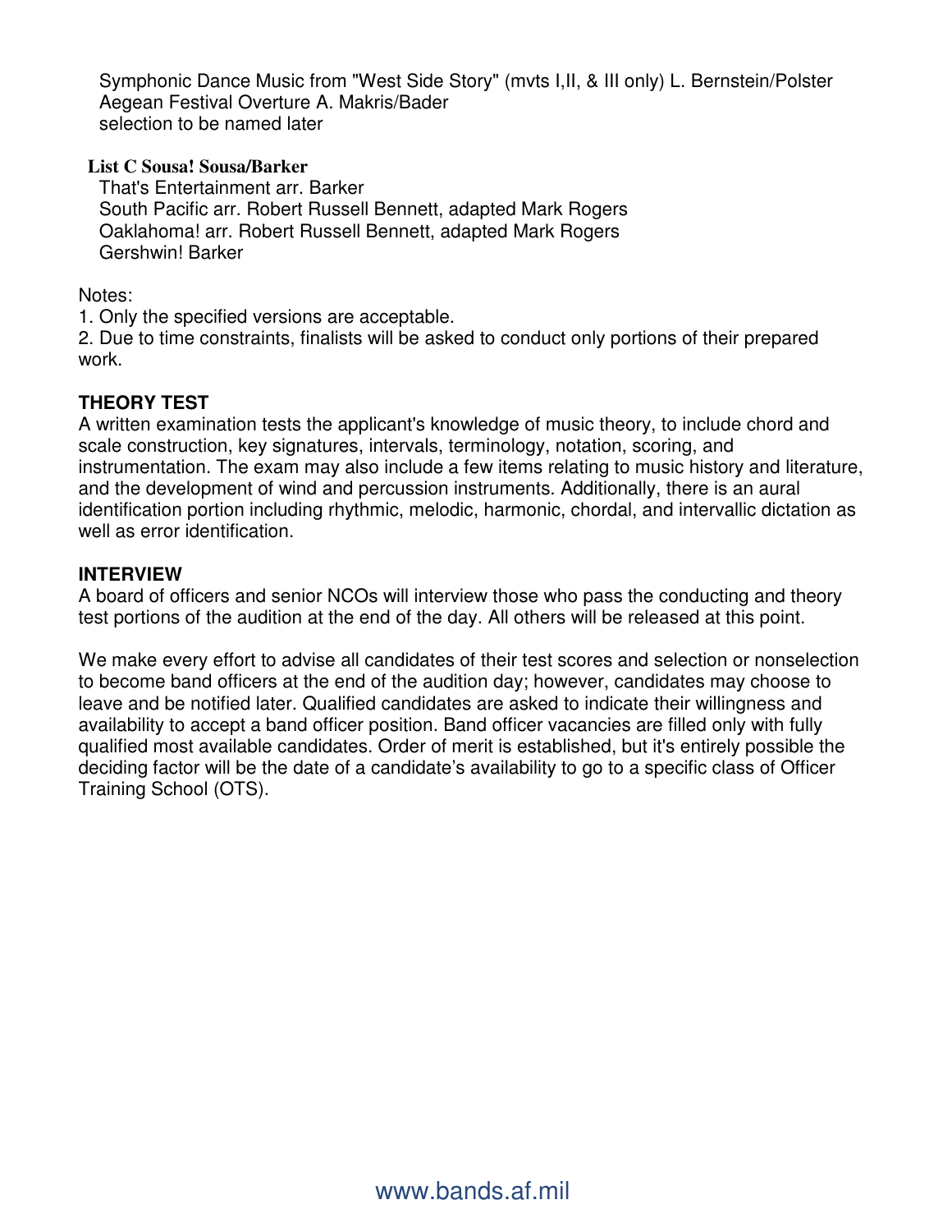Symphonic Dance Music from "West Side Story" (mvts I,II, & III only) L. Bernstein/Polster
Aegean Festival Overture A. Makris/Bader
selection to be named later

**List C Sousa! Sousa/Barker**

That's Entertainment arr. Barker
South Pacific arr. Robert Russell Bennett, adapted Mark Rogers
Oaklahoma! arr. Robert Russell Bennett, adapted Mark Rogers
Gershwin! Barker

Notes:
1. Only the specified versions are acceptable.
2. Due to time constraints, finalists will be asked to conduct only portions of their prepared work.

## THEORY TEST

A written examination tests the applicant's knowledge of music theory, to include chord and scale construction, key signatures, intervals, terminology, notation, scoring, and instrumentation. The exam may also include a few items relating to music history and literature, and the development of wind and percussion instruments. Additionally, there is an aural identification portion including rhythmic, melodic, harmonic, chordal, and intervallic dictation as well as error identification.

## INTERVIEW

A board of officers and senior NCOs will interview those who pass the conducting and theory test portions of the audition at the end of the day. All others will be released at this point.

We make every effort to advise all candidates of their test scores and selection or nonselection to become band officers at the end of the audition day; however, candidates may choose to leave and be notified later. Qualified candidates are asked to indicate their willingness and availability to accept a band officer position. Band officer vacancies are filled only with fully qualified most available candidates. Order of merit is established, but it's entirely possible the deciding factor will be the date of a candidate's availability to go to a specific class of Officer Training School (OTS).

www.bands.af.mil